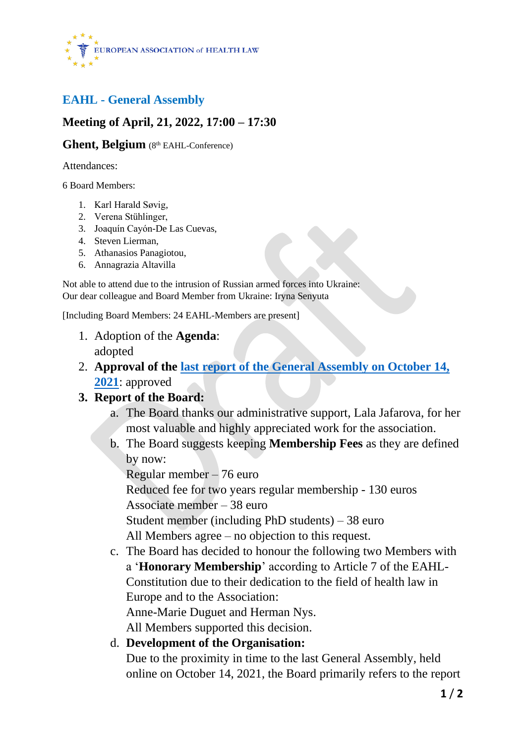EUROPEAN ASSOCIATION of HEALTH LAW

## EAHL - General Assembly

### Meeting of April, 21, 2022, 17:00 – 17:30

### Ghent, Belgium (8th EAHL-Conference)

Attendances:

6 Board Members:

1. Karl Harald Søvig,
2. Verena Stühlinger,
3. Joaquín Cayón-De Las Cuevas,
4. Steven Lierman,
5. Athanasios Panagiotou,
6. Annagrazia Altavilla

Not able to attend due to the intrusion of Russian armed forces into Ukraine:
Our dear colleague and Board Member from Ukraine: Iryna Senyuta

[Including Board Members: 24 EAHL-Members are present]

1. Adoption of the **Agenda**:
   adopted
2. **Approval of the last report of the General Assembly on October 14, 2021**: approved
3. **Report of the Board:**
   a. The Board thanks our administrative support, Lala Jafarova, for her most valuable and highly appreciated work for the association.
   b. The Board suggests keeping **Membership Fees** as they are defined by now:
      Regular member – 76 euro
      Reduced fee for two years regular membership - 130 euros
      Associate member – 38 euro
      Student member (including PhD students) – 38 euro
      All Members agree – no objection to this request.
   c. The Board has decided to honour the following two Members with a '**Honorary Membership**' according to Article 7 of the EAHL-Constitution due to their dedication to the field of health law in Europe and to the Association:
      Anne-Marie Duguet and Herman Nys.
      All Members supported this decision.
   d. **Development of the Organisation:**
      Due to the proximity in time to the last General Assembly, held online on October 14, 2021, the Board primarily refers to the report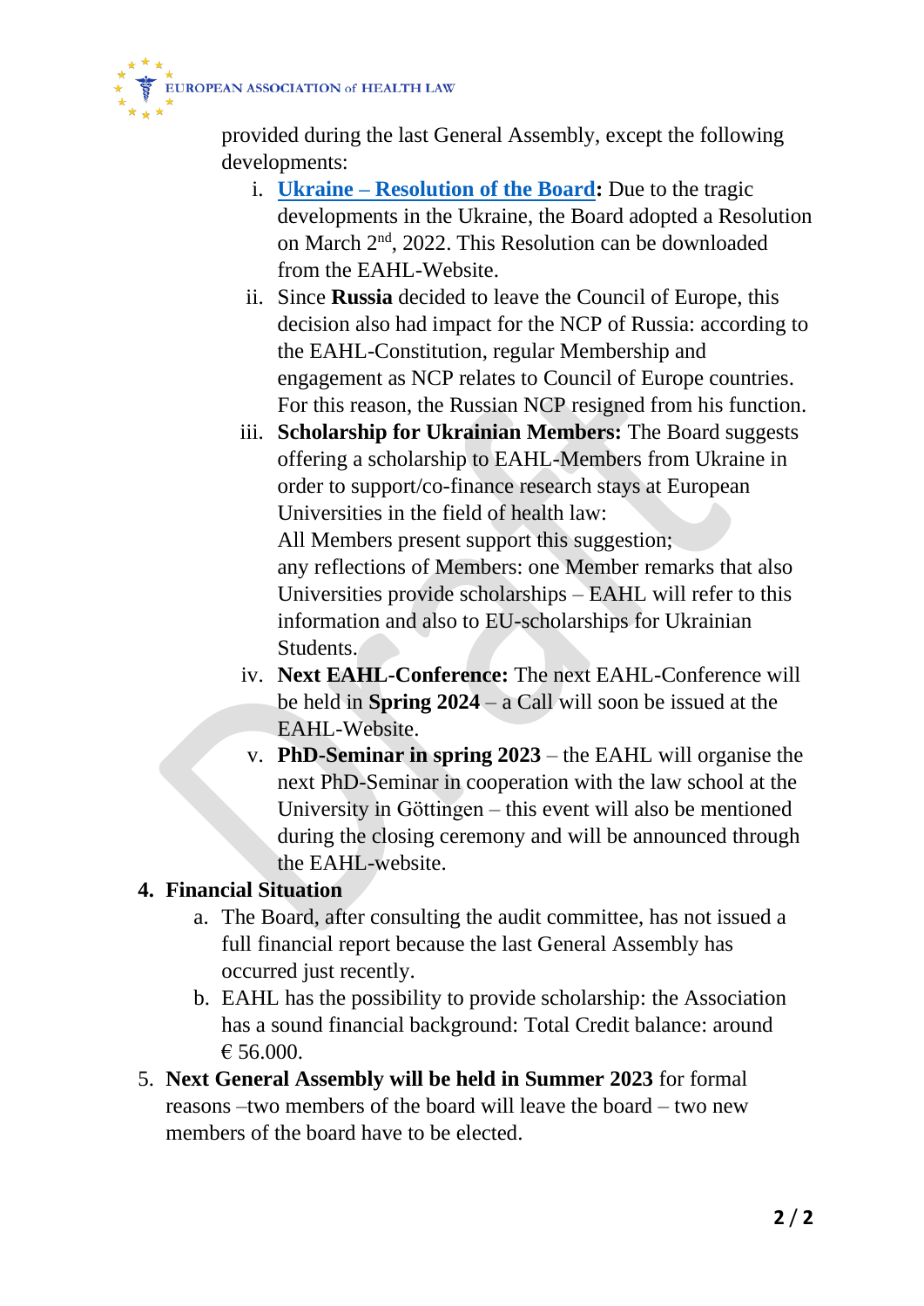provided during the last General Assembly, except the following developments:

i. **Ukraine – Resolution of the Board:** Due to the tragic developments in the Ukraine, the Board adopted a Resolution on March 2nd, 2022. This Resolution can be downloaded from the EAHL-Website.

ii. Since **Russia** decided to leave the Council of Europe, this decision also had impact for the NCP of Russia: according to the EAHL-Constitution, regular Membership and engagement as NCP relates to Council of Europe countries. For this reason, the Russian NCP resigned from his function.

iii. **Scholarship for Ukrainian Members:** The Board suggests offering a scholarship to EAHL-Members from Ukraine in order to support/co-finance research stays at European Universities in the field of health law:
All Members present support this suggestion;
any reflections of Members: one Member remarks that also Universities provide scholarships – EAHL will refer to this information and also to EU-scholarships for Ukrainian Students.

iv. **Next EAHL-Conference:** The next EAHL-Conference will be held in **Spring 2024** – a Call will soon be issued at the EAHL-Website.

v. **PhD-Seminar in spring 2023** – the EAHL will organise the next PhD-Seminar in cooperation with the law school at the University in Göttingen – this event will also be mentioned during the closing ceremony and will be announced through the EAHL-website.

4. **Financial Situation**
   a. The Board, after consulting the audit committee, has not issued a full financial report because the last General Assembly has occurred just recently.
   b. EAHL has the possibility to provide scholarship: the Association has a sound financial background: Total Credit balance: around € 56.000.

5. **Next General Assembly will be held in Summer 2023** for formal reasons –two members of the board will leave the board – two new members of the board have to be elected.